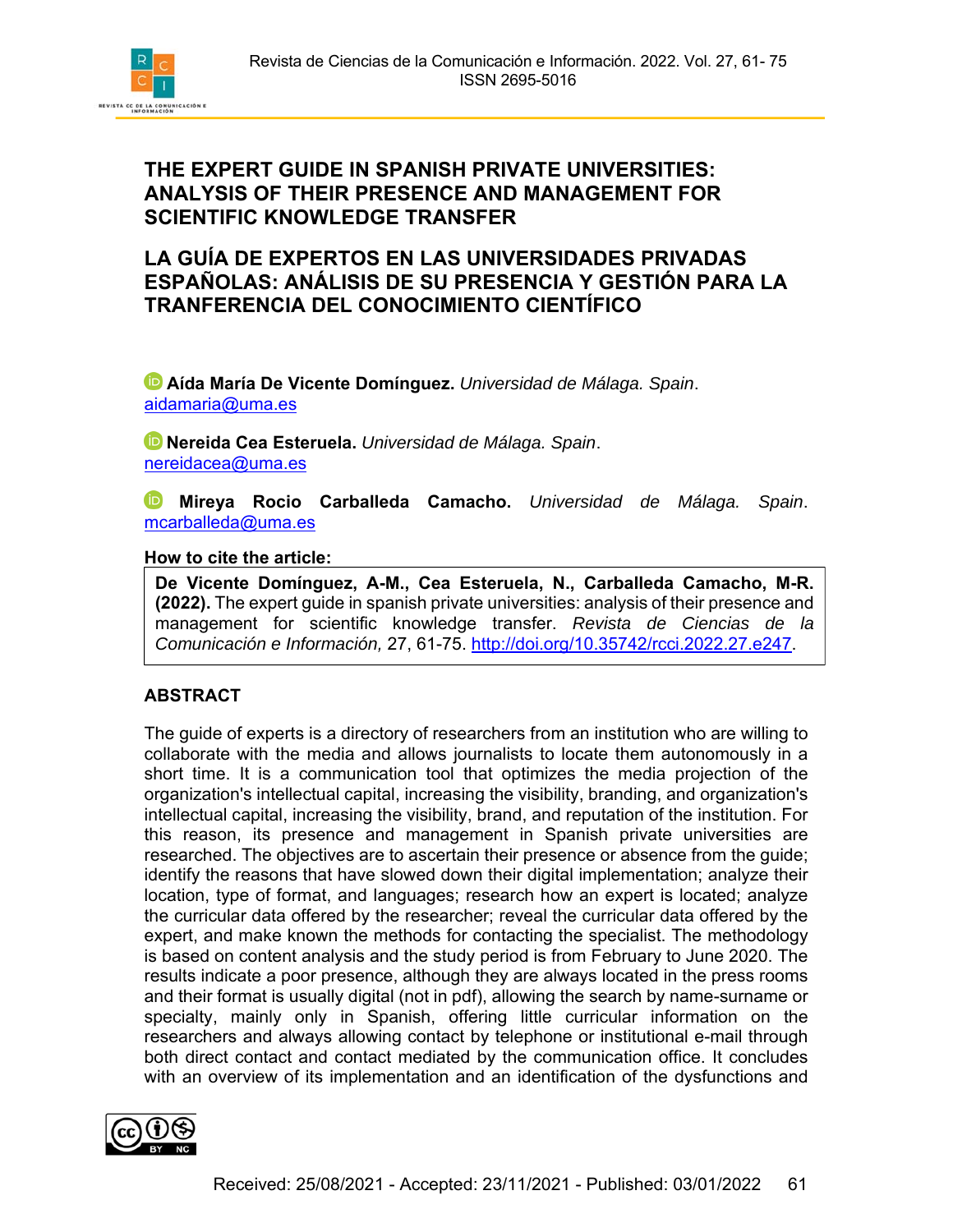# THE EXPERT GUIDE IN SPANISH PRIVATE UNIVERSITIES: ANALYSIS OF THEIR PRESENCE AND MANAGEMENT FOR SCIENTIFIC KNOWLEDGE TRANSFER

# LA GUÍA DE EXPERTOS EN LAS UNIVERSIDADES PRIVADAS ESPAÑOLAS: ANÁLISIS DE SU PRESENCIA Y GESTIÓN PARA LA TRANFERENCIA DEL CONOCIMIENTO CIENTÍFICO

**Aída María De Vicente Domínguez.** *Universidad de Málaga. Spain*.
aidamaria@uma.es

**Nereida Cea Esteruela.** *Universidad de Málaga. Spain*.
nereidacea@uma.es

**Mireya Rocio Carballeda Camacho.** *Universidad de Málaga. Spain*.
mcarballeda@uma.es

**How to cite the article:**

**De Vicente Domínguez, A-M., Cea Esteruela, N., Carballeda Camacho, M-R. (2022).** The expert guide in spanish private universities: analysis of their presence and management for scientific knowledge transfer. *Revista de Ciencias de la Comunicación e Información,* 27, 61-75. http://doi.org/10.35742/rcci.2022.27.e247.

## ABSTRACT

The guide of experts is a directory of researchers from an institution who are willing to collaborate with the media and allows journalists to locate them autonomously in a short time. It is a communication tool that optimizes the media projection of the organization's intellectual capital, increasing the visibility, branding, and organization's intellectual capital, increasing the visibility, brand, and reputation of the institution. For this reason, its presence and management in Spanish private universities are researched. The objectives are to ascertain their presence or absence from the guide; identify the reasons that have slowed down their digital implementation; analyze their location, type of format, and languages; research how an expert is located; analyze the curricular data offered by the researcher; reveal the curricular data offered by the expert, and make known the methods for contacting the specialist. The methodology is based on content analysis and the study period is from February to June 2020. The results indicate a poor presence, although they are always located in the press rooms and their format is usually digital (not in pdf), allowing the search by name-surname or specialty, mainly only in Spanish, offering little curricular information on the researchers and always allowing contact by telephone or institutional e-mail through both direct contact and contact mediated by the communication office. It concludes with an overview of its implementation and an identification of the dysfunctions and

Received: 25/08/2021 - Accepted: 23/11/2021 - Published: 03/01/2022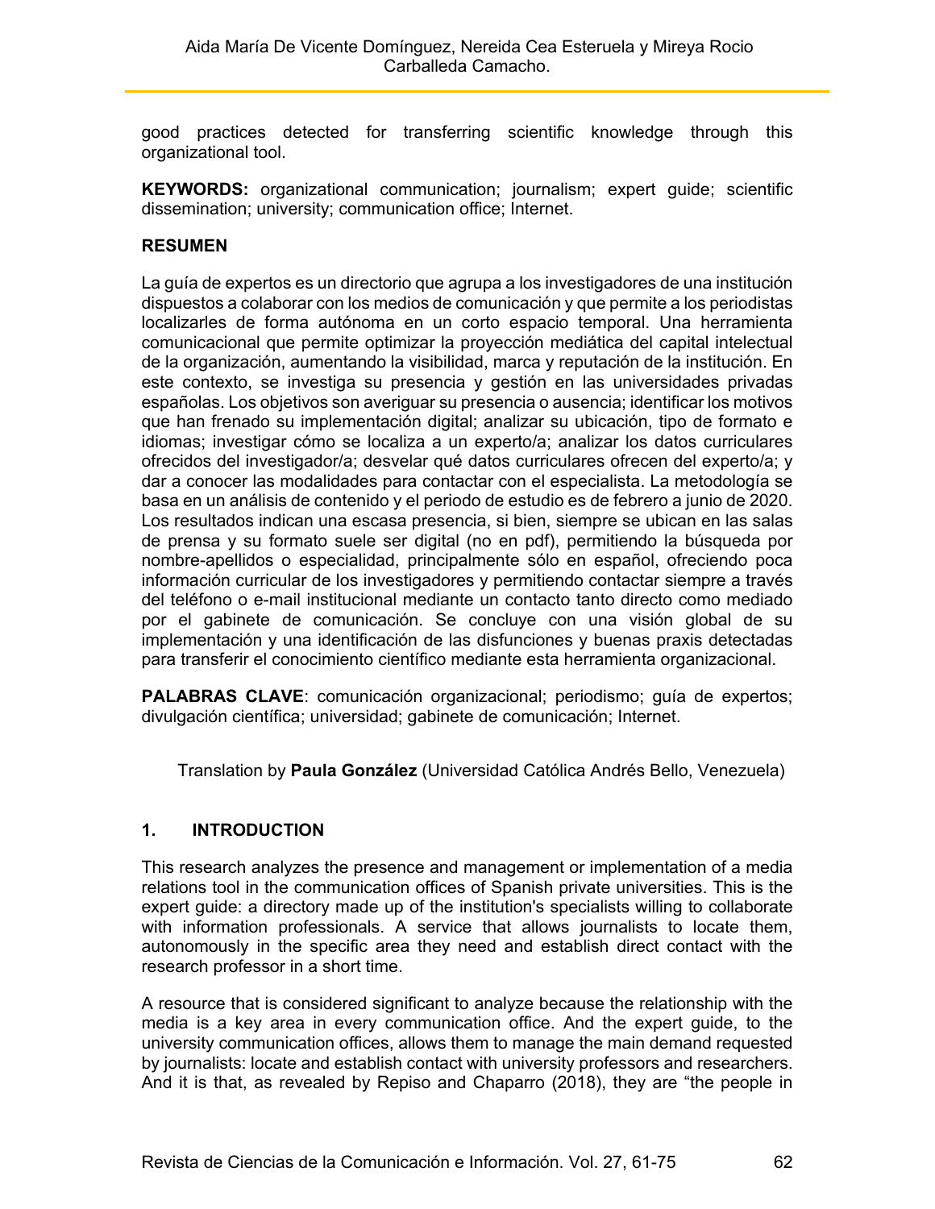good practices detected for transferring scientific knowledge through this organizational tool.

**KEYWORDS:** organizational communication; journalism; expert guide; scientific dissemination; university; communication office; Internet.

**RESUMEN**

La guía de expertos es un directorio que agrupa a los investigadores de una institución dispuestos a colaborar con los medios de comunicación y que permite a los periodistas localizarles de forma autónoma en un corto espacio temporal. Una herramienta comunicacional que permite optimizar la proyección mediática del capital intelectual de la organización, aumentando la visibilidad, marca y reputación de la institución. En este contexto, se investiga su presencia y gestión en las universidades privadas españolas. Los objetivos son averiguar su presencia o ausencia; identificar los motivos que han frenado su implementación digital; analizar su ubicación, tipo de formato e idiomas; investigar cómo se localiza a un experto/a; analizar los datos curriculares ofrecidos del investigador/a; desvelar qué datos curriculares ofrecen del experto/a; y dar a conocer las modalidades para contactar con el especialista. La metodología se basa en un análisis de contenido y el periodo de estudio es de febrero a junio de 2020. Los resultados indican una escasa presencia, si bien, siempre se ubican en las salas de prensa y su formato suele ser digital (no en pdf), permitiendo la búsqueda por nombre-apellidos o especialidad, principalmente sólo en español, ofreciendo poca información curricular de los investigadores y permitiendo contactar siempre a través del teléfono o e-mail institucional mediante un contacto tanto directo como mediado por el gabinete de comunicación. Se concluye con una visión global de su implementación y una identificación de las disfunciones y buenas praxis detectadas para transferir el conocimiento científico mediante esta herramienta organizacional.

**PALABRAS CLAVE**: comunicación organizacional; periodismo; guía de expertos; divulgación científica; universidad; gabinete de comunicación; Internet.

Translation by **Paula González** (Universidad Católica Andrés Bello, Venezuela)

## 1. INTRODUCTION

This research analyzes the presence and management or implementation of a media relations tool in the communication offices of Spanish private universities. This is the expert guide: a directory made up of the institution's specialists willing to collaborate with information professionals. A service that allows journalists to locate them, autonomously in the specific area they need and establish direct contact with the research professor in a short time.

A resource that is considered significant to analyze because the relationship with the media is a key area in every communication office. And the expert guide, to the university communication offices, allows them to manage the main demand requested by journalists: locate and establish contact with university professors and researchers. And it is that, as revealed by Repiso and Chaparro (2018), they are "the people in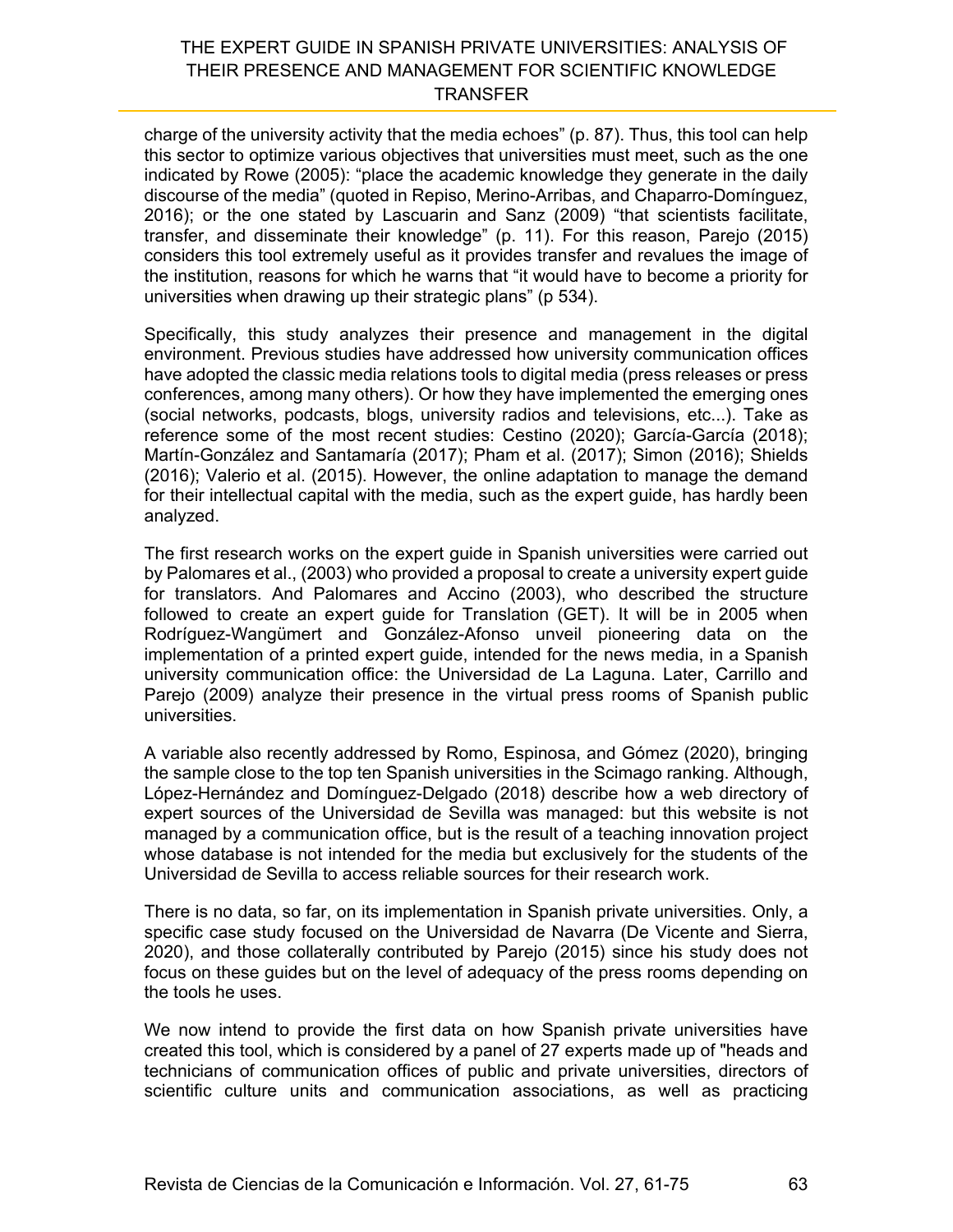charge of the university activity that the media echoes" (p. 87). Thus, this tool can help this sector to optimize various objectives that universities must meet, such as the one indicated by Rowe (2005): "place the academic knowledge they generate in the daily discourse of the media" (quoted in Repiso, Merino-Arribas, and Chaparro-Domínguez, 2016); or the one stated by Lascuarin and Sanz (2009) "that scientists facilitate, transfer, and disseminate their knowledge" (p. 11). For this reason, Parejo (2015) considers this tool extremely useful as it provides transfer and revalues the image of the institution, reasons for which he warns that "it would have to become a priority for universities when drawing up their strategic plans" (p 534).

Specifically, this study analyzes their presence and management in the digital environment. Previous studies have addressed how university communication offices have adopted the classic media relations tools to digital media (press releases or press conferences, among many others). Or how they have implemented the emerging ones (social networks, podcasts, blogs, university radios and televisions, etc...). Take as reference some of the most recent studies: Cestino (2020); García-García (2018); Martín-González and Santamaría (2017); Pham et al. (2017); Simon (2016); Shields (2016); Valerio et al. (2015). However, the online adaptation to manage the demand for their intellectual capital with the media, such as the expert guide, has hardly been analyzed.

The first research works on the expert guide in Spanish universities were carried out by Palomares et al., (2003) who provided a proposal to create a university expert guide for translators. And Palomares and Accino (2003), who described the structure followed to create an expert guide for Translation (GET). It will be in 2005 when Rodríguez-Wangümert and González-Afonso unveil pioneering data on the implementation of a printed expert guide, intended for the news media, in a Spanish university communication office: the Universidad de La Laguna. Later, Carrillo and Parejo (2009) analyze their presence in the virtual press rooms of Spanish public universities.

A variable also recently addressed by Romo, Espinosa, and Gómez (2020), bringing the sample close to the top ten Spanish universities in the Scimago ranking. Although, López-Hernández and Domínguez-Delgado (2018) describe how a web directory of expert sources of the Universidad de Sevilla was managed: but this website is not managed by a communication office, but is the result of a teaching innovation project whose database is not intended for the media but exclusively for the students of the Universidad de Sevilla to access reliable sources for their research work.

There is no data, so far, on its implementation in Spanish private universities. Only, a specific case study focused on the Universidad de Navarra (De Vicente and Sierra, 2020), and those collaterally contributed by Parejo (2015) since his study does not focus on these guides but on the level of adequacy of the press rooms depending on the tools he uses.

We now intend to provide the first data on how Spanish private universities have created this tool, which is considered by a panel of 27 experts made up of "heads and technicians of communication offices of public and private universities, directors of scientific culture units and communication associations, as well as practicing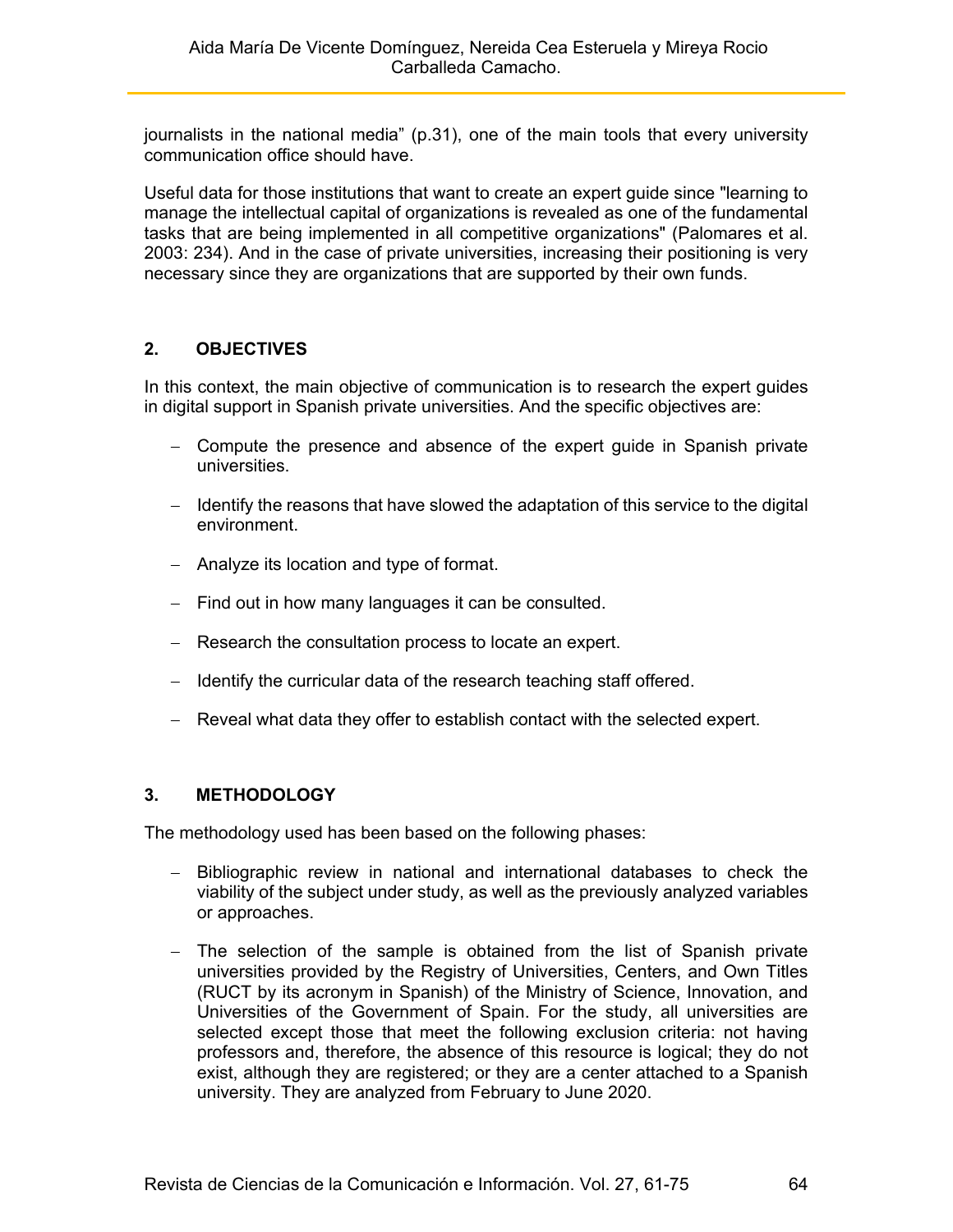journalists in the national media" (p.31), one of the main tools that every university communication office should have.

Useful data for those institutions that want to create an expert guide since "learning to manage the intellectual capital of organizations is revealed as one of the fundamental tasks that are being implemented in all competitive organizations" (Palomares et al. 2003: 234). And in the case of private universities, increasing their positioning is very necessary since they are organizations that are supported by their own funds.

## 2. OBJECTIVES

In this context, the main objective of communication is to research the expert guides in digital support in Spanish private universities. And the specific objectives are:

- Compute the presence and absence of the expert guide in Spanish private universities.
- Identify the reasons that have slowed the adaptation of this service to the digital environment.
- Analyze its location and type of format.
- Find out in how many languages it can be consulted.
- Research the consultation process to locate an expert.
- Identify the curricular data of the research teaching staff offered.
- Reveal what data they offer to establish contact with the selected expert.

## 3. METHODOLOGY

The methodology used has been based on the following phases:

- Bibliographic review in national and international databases to check the viability of the subject under study, as well as the previously analyzed variables or approaches.
- The selection of the sample is obtained from the list of Spanish private universities provided by the Registry of Universities, Centers, and Own Titles (RUCT by its acronym in Spanish) of the Ministry of Science, Innovation, and Universities of the Government of Spain. For the study, all universities are selected except those that meet the following exclusion criteria: not having professors and, therefore, the absence of this resource is logical; they do not exist, although they are registered; or they are a center attached to a Spanish university. They are analyzed from February to June 2020.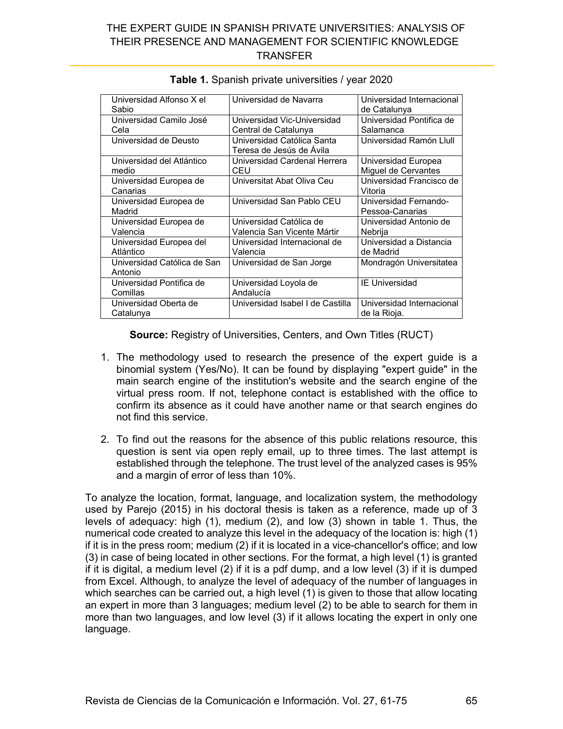**Table 1.** Spanish private universities / year 2020

| | | |
|---|---|---|
| Universidad Alfonso X el Sabio | Universidad de Navarra | Universidad Internacional de Catalunya |
| Universidad Camilo José Cela | Universidad Vic-Universidad Central de Catalunya | Universidad Pontifica de Salamanca |
| Universidad de Deusto | Universidad Católica Santa Teresa de Jesús de Ávila | Universidad Ramón Llull |
| Universidad del Atlántico medio | Universidad Cardenal Herrera CEU | Universidad Europea Miguel de Cervantes |
| Universidad Europea de Canarias | Universitat Abat Oliva Ceu | Universidad Francisco de Vitoria |
| Universidad Europea de Madrid | Universidad San Pablo CEU | Universidad Fernando-Pessoa-Canarias |
| Universidad Europea de Valencia | Universidad Católica de Valencia San Vicente Mártir | Universidad Antonio de Nebrija |
| Universidad Europea del Atlántico | Universidad Internacional de Valencia | Universidad a Distancia de Madrid |
| Universidad Católica de San Antonio | Universidad de San Jorge | Mondragón Universitatea |
| Universidad Pontifica de Comillas | Universidad Loyola de Andalucía | IE Universidad |
| Universidad Oberta de Catalunya | Universidad Isabel I de Castilla | Universidad Internacional de la Rioja. |

**Source:** Registry of Universities, Centers, and Own Titles (RUCT)

1. The methodology used to research the presence of the expert guide is a binomial system (Yes/No). It can be found by displaying "expert guide" in the main search engine of the institution's website and the search engine of the virtual press room. If not, telephone contact is established with the office to confirm its absence as it could have another name or that search engines do not find this service.

2. To find out the reasons for the absence of this public relations resource, this question is sent via open reply email, up to three times. The last attempt is established through the telephone. The trust level of the analyzed cases is 95% and a margin of error of less than 10%.

To analyze the location, format, language, and localization system, the methodology used by Parejo (2015) in his doctoral thesis is taken as a reference, made up of 3 levels of adequacy: high (1), medium (2), and low (3) shown in table 1. Thus, the numerical code created to analyze this level in the adequacy of the location is: high (1) if it is in the press room; medium (2) if it is located in a vice-chancellor's office; and low (3) in case of being located in other sections. For the format, a high level (1) is granted if it is digital, a medium level (2) if it is a pdf dump, and a low level (3) if it is dumped from Excel. Although, to analyze the level of adequacy of the number of languages in which searches can be carried out, a high level (1) is given to those that allow locating an expert in more than 3 languages; medium level (2) to be able to search for them in more than two languages, and low level (3) if it allows locating the expert in only one language.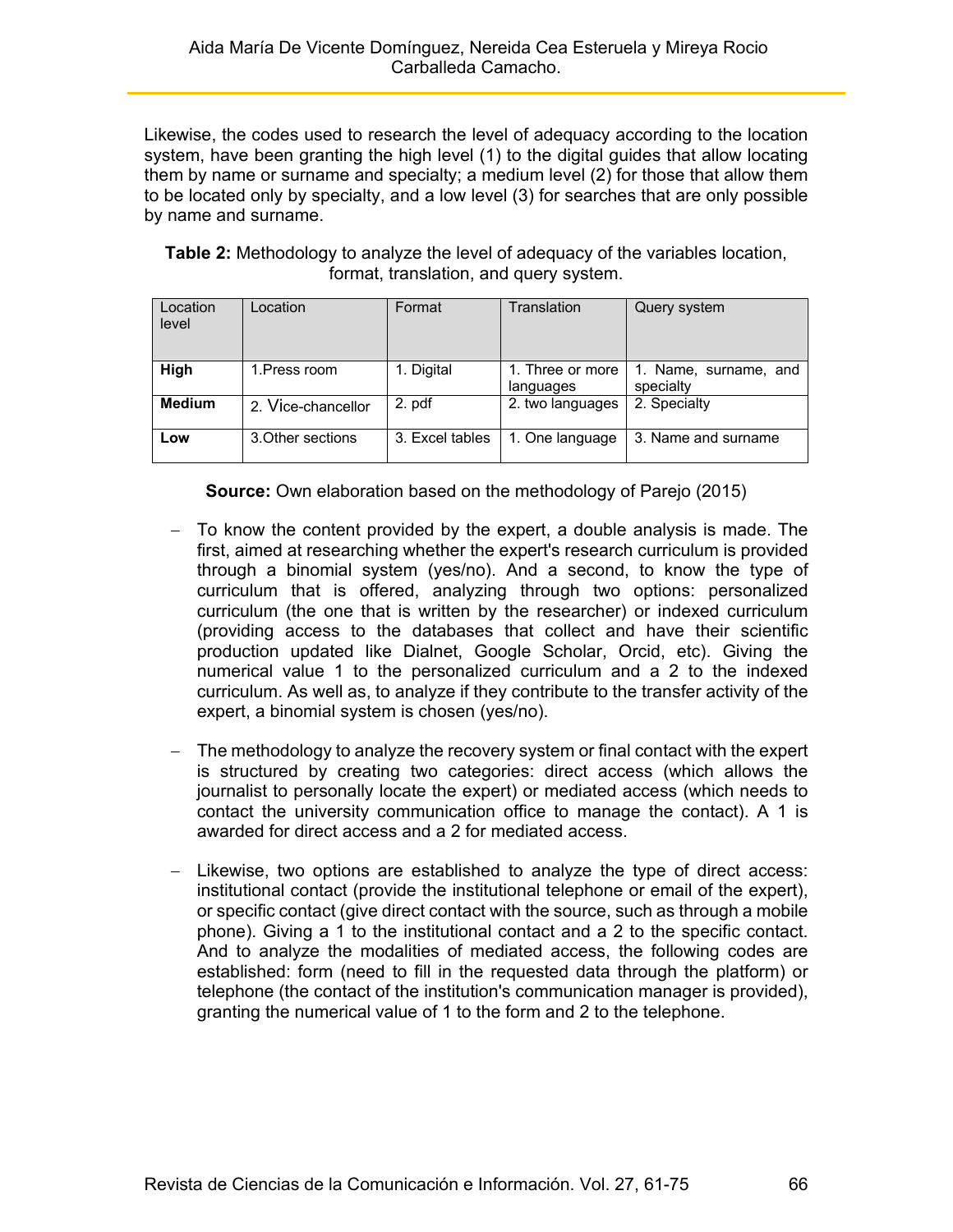Likewise, the codes used to research the level of adequacy according to the location system, have been granting the high level (1) to the digital guides that allow locating them by name or surname and specialty; a medium level (2) for those that allow them to be located only by specialty, and a low level (3) for searches that are only possible by name and surname.

**Table 2:** Methodology to analyze the level of adequacy of the variables location, format, translation, and query system.

| Location level | Location | Format | Translation | Query system |
|---|---|---|---|---|
| **High** | 1.Press room | 1. Digital | 1. Three or more languages | 1. Name, surname, and specialty |
| **Medium** | 2. Vice-chancellor | 2. pdf | 2. two languages | 2. Specialty |
| **Low** | 3.Other sections | 3. Excel tables | 1. One language | 3. Name and surname |

**Source:** Own elaboration based on the methodology of Parejo (2015)

- To know the content provided by the expert, a double analysis is made. The first, aimed at researching whether the expert's research curriculum is provided through a binomial system (yes/no). And a second, to know the type of curriculum that is offered, analyzing through two options: personalized curriculum (the one that is written by the researcher) or indexed curriculum (providing access to the databases that collect and have their scientific production updated like Dialnet, Google Scholar, Orcid, etc). Giving the numerical value 1 to the personalized curriculum and a 2 to the indexed curriculum. As well as, to analyze if they contribute to the transfer activity of the expert, a binomial system is chosen (yes/no).

- The methodology to analyze the recovery system or final contact with the expert is structured by creating two categories: direct access (which allows the journalist to personally locate the expert) or mediated access (which needs to contact the university communication office to manage the contact). A 1 is awarded for direct access and a 2 for mediated access.

- Likewise, two options are established to analyze the type of direct access: institutional contact (provide the institutional telephone or email of the expert), or specific contact (give direct contact with the source, such as through a mobile phone). Giving a 1 to the institutional contact and a 2 to the specific contact. And to analyze the modalities of mediated access, the following codes are established: form (need to fill in the requested data through the platform) or telephone (the contact of the institution's communication manager is provided), granting the numerical value of 1 to the form and 2 to the telephone.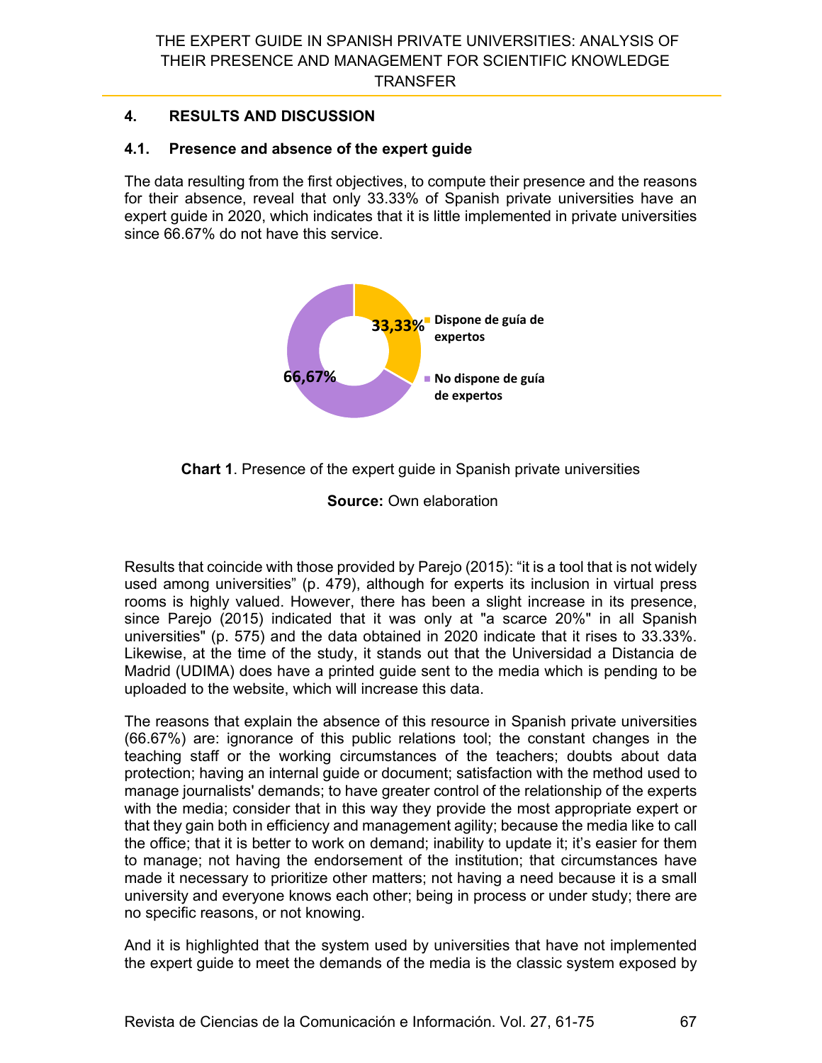## 4. RESULTS AND DISCUSSION

### 4.1. Presence and absence of the expert guide

The data resulting from the first objectives, to compute their presence and the reasons for their absence, reveal that only 33.33% of Spanish private universities have an expert guide in 2020, which indicates that it is little implemented in private universities since 66.67% do not have this service.

33,33% Dispone de guía de expertos

66,67% No dispone de guía de expertos

**Chart 1**. Presence of the expert guide in Spanish private universities

**Source:** Own elaboration

Results that coincide with those provided by Parejo (2015): "it is a tool that is not widely used among universities" (p. 479), although for experts its inclusion in virtual press rooms is highly valued. However, there has been a slight increase in its presence, since Parejo (2015) indicated that it was only at "a scarce 20%" in all Spanish universities" (p. 575) and the data obtained in 2020 indicate that it rises to 33.33%. Likewise, at the time of the study, it stands out that the Universidad a Distancia de Madrid (UDIMA) does have a printed guide sent to the media which is pending to be uploaded to the website, which will increase this data.

The reasons that explain the absence of this resource in Spanish private universities (66.67%) are: ignorance of this public relations tool; the constant changes in the teaching staff or the working circumstances of the teachers; doubts about data protection; having an internal guide or document; satisfaction with the method used to manage journalists' demands; to have greater control of the relationship of the experts with the media; consider that in this way they provide the most appropriate expert or that they gain both in efficiency and management agility; because the media like to call the office; that it is better to work on demand; inability to update it; it's easier for them to manage; not having the endorsement of the institution; that circumstances have made it necessary to prioritize other matters; not having a need because it is a small university and everyone knows each other; being in process or under study; there are no specific reasons, or not knowing.

And it is highlighted that the system used by universities that have not implemented the expert guide to meet the demands of the media is the classic system exposed by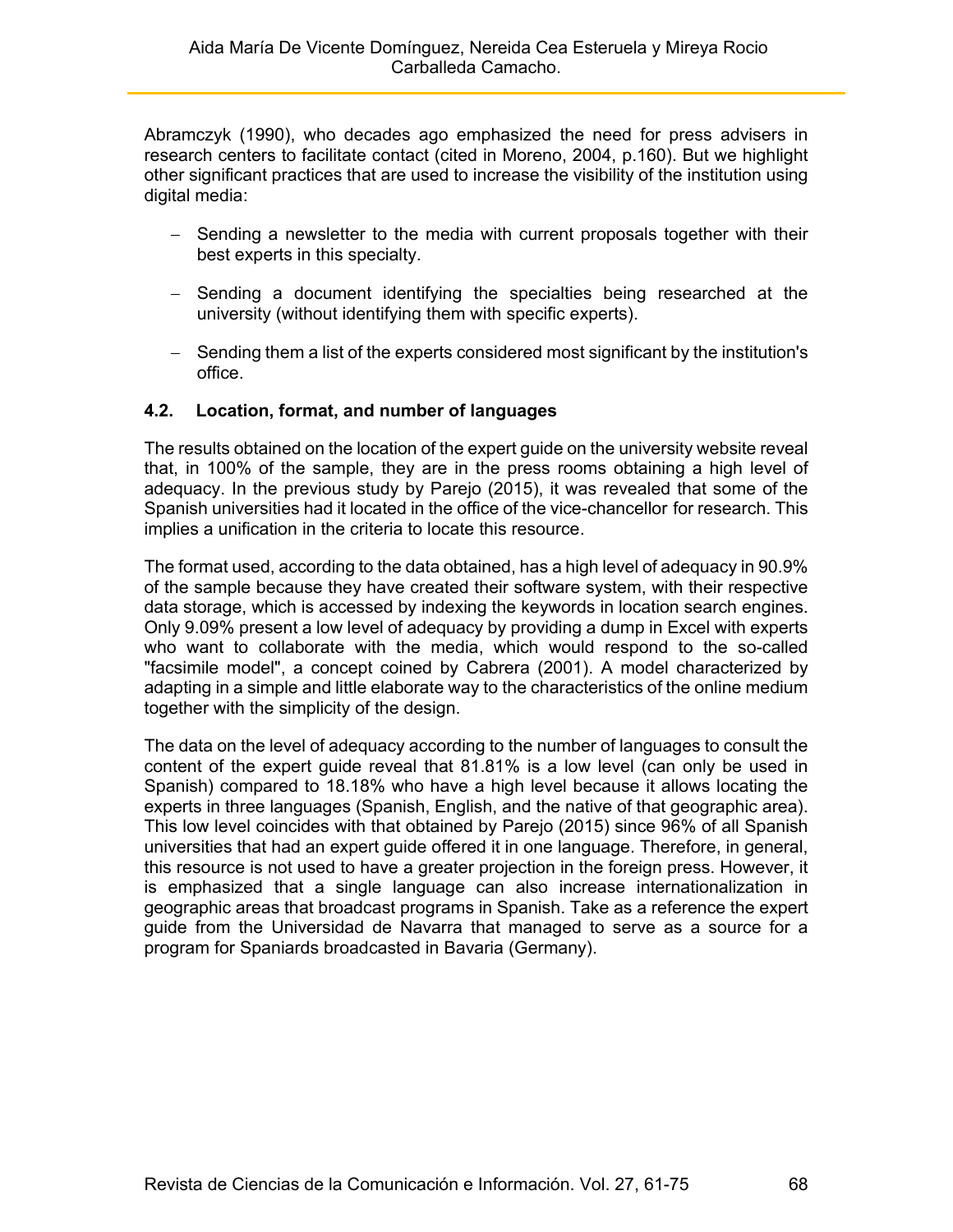Abramczyk (1990), who decades ago emphasized the need for press advisers in research centers to facilitate contact (cited in Moreno, 2004, p.160). But we highlight other significant practices that are used to increase the visibility of the institution using digital media:

- Sending a newsletter to the media with current proposals together with their best experts in this specialty.
- Sending a document identifying the specialties being researched at the university (without identifying them with specific experts).
- Sending them a list of the experts considered most significant by the institution's office.

### 4.2. Location, format, and number of languages

The results obtained on the location of the expert guide on the university website reveal that, in 100% of the sample, they are in the press rooms obtaining a high level of adequacy. In the previous study by Parejo (2015), it was revealed that some of the Spanish universities had it located in the office of the vice-chancellor for research. This implies a unification in the criteria to locate this resource.

The format used, according to the data obtained, has a high level of adequacy in 90.9% of the sample because they have created their software system, with their respective data storage, which is accessed by indexing the keywords in location search engines. Only 9.09% present a low level of adequacy by providing a dump in Excel with experts who want to collaborate with the media, which would respond to the so-called "facsimile model", a concept coined by Cabrera (2001). A model characterized by adapting in a simple and little elaborate way to the characteristics of the online medium together with the simplicity of the design.

The data on the level of adequacy according to the number of languages to consult the content of the expert guide reveal that 81.81% is a low level (can only be used in Spanish) compared to 18.18% who have a high level because it allows locating the experts in three languages (Spanish, English, and the native of that geographic area). This low level coincides with that obtained by Parejo (2015) since 96% of all Spanish universities that had an expert guide offered it in one language. Therefore, in general, this resource is not used to have a greater projection in the foreign press. However, it is emphasized that a single language can also increase internationalization in geographic areas that broadcast programs in Spanish. Take as a reference the expert guide from the Universidad de Navarra that managed to serve as a source for a program for Spaniards broadcasted in Bavaria (Germany).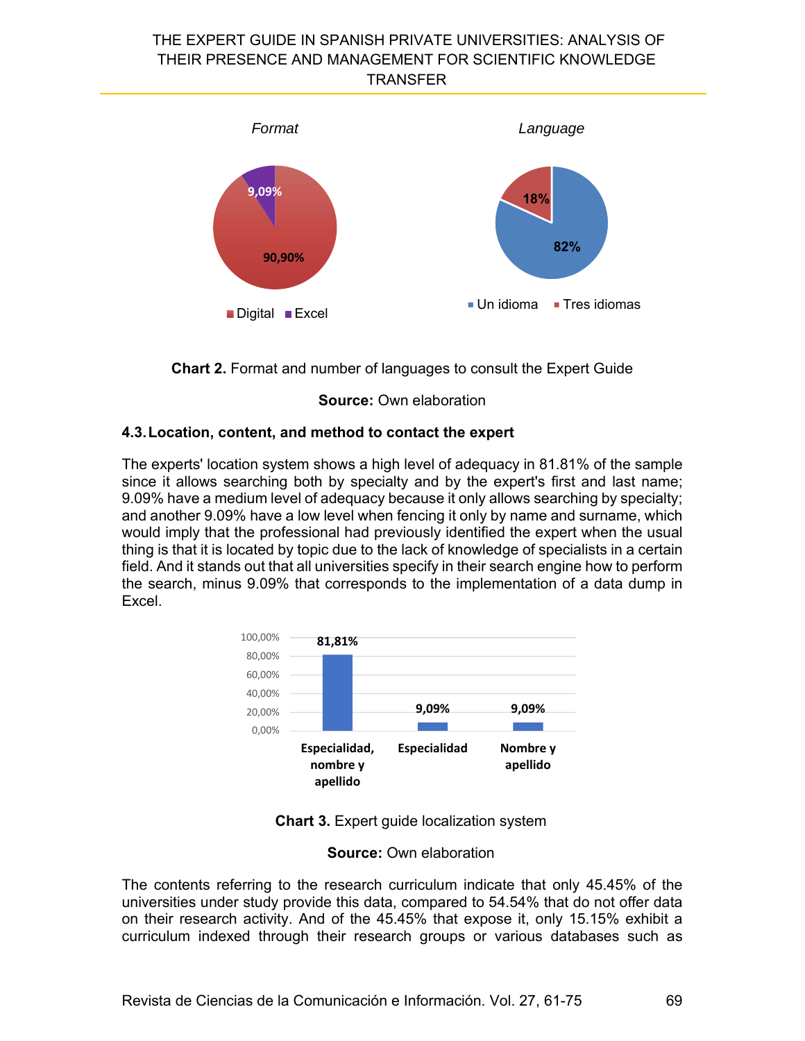Chart 2. Format and number of languages to consult the Expert Guide

**Source:** Own elaboration

### 4.3. Location, content, and method to contact the expert

The experts' location system shows a high level of adequacy in 81.81% of the sample since it allows searching both by specialty and by the expert's first and last name; 9.09% have a medium level of adequacy because it only allows searching by specialty; and another 9.09% have a low level when fencing it only by name and surname, which would imply that the professional had previously identified the expert when the usual thing is that it is located by topic due to the lack of knowledge of specialists in a certain field. And it stands out that all universities specify in their search engine how to perform the search, minus 9.09% that corresponds to the implementation of a data dump in Excel.

**Chart 3.** Expert guide localization system

**Source:** Own elaboration

The contents referring to the research curriculum indicate that only 45.45% of the universities under study provide this data, compared to 54.54% that do not offer data on their research activity. And of the 45.45% that expose it, only 15.15% exhibit a curriculum indexed through their research groups or various databases such as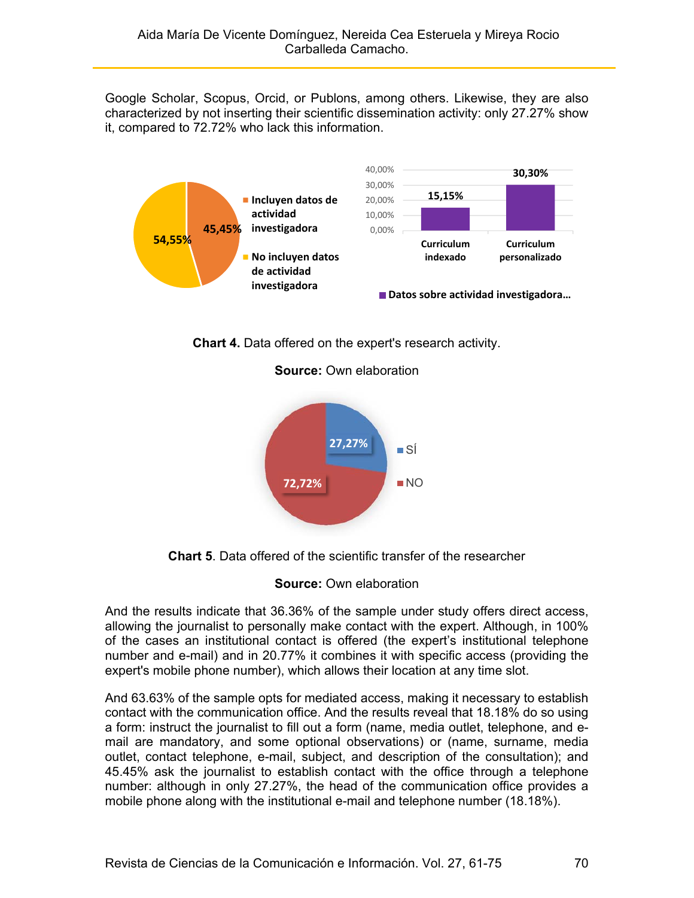Google Scholar, Scopus, Orcid, or Publons, among others. Likewise, they are also characterized by not inserting their scientific dissemination activity: only 27.27% show it, compared to 72.72% who lack this information.

**Chart 4.** Data offered on the expert's research activity.

**Source:** Own elaboration

**Chart 5**. Data offered of the scientific transfer of the researcher

**Source:** Own elaboration

And the results indicate that 36.36% of the sample under study offers direct access, allowing the journalist to personally make contact with the expert. Although, in 100% of the cases an institutional contact is offered (the expert's institutional telephone number and e-mail) and in 20.77% it combines it with specific access (providing the expert's mobile phone number), which allows their location at any time slot.

And 63.63% of the sample opts for mediated access, making it necessary to establish contact with the communication office. And the results reveal that 18.18% do so using a form: instruct the journalist to fill out a form (name, media outlet, telephone, and e-mail are mandatory, and some optional observations) or (name, surname, media outlet, contact telephone, e-mail, subject, and description of the consultation); and 45.45% ask the journalist to establish contact with the office through a telephone number: although in only 27.27%, the head of the communication office provides a mobile phone along with the institutional e-mail and telephone number (18.18%).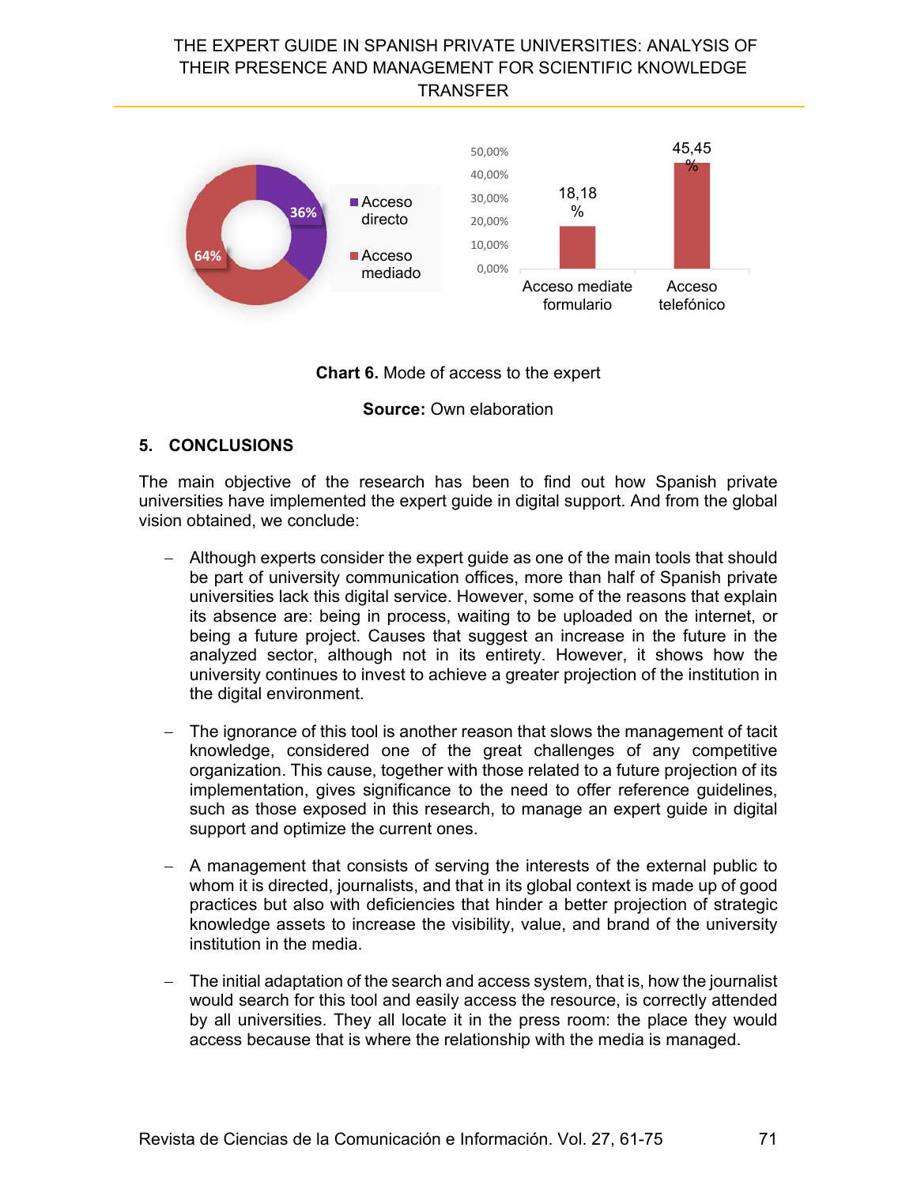**Chart 6.** Mode of access to the expert

**Source:** Own elaboration

## 5. CONCLUSIONS

The main objective of the research has been to find out how Spanish private universities have implemented the expert guide in digital support. And from the global vision obtained, we conclude:

- Although experts consider the expert guide as one of the main tools that should be part of university communication offices, more than half of Spanish private universities lack this digital service. However, some of the reasons that explain its absence are: being in process, waiting to be uploaded on the internet, or being a future project. Causes that suggest an increase in the future in the analyzed sector, although not in its entirety. However, it shows how the university continues to invest to achieve a greater projection of the institution in the digital environment.

- The ignorance of this tool is another reason that slows the management of tacit knowledge, considered one of the great challenges of any competitive organization. This cause, together with those related to a future projection of its implementation, gives significance to the need to offer reference guidelines, such as those exposed in this research, to manage an expert guide in digital support and optimize the current ones.

- A management that consists of serving the interests of the external public to whom it is directed, journalists, and that in its global context is made up of good practices but also with deficiencies that hinder a better projection of strategic knowledge assets to increase the visibility, value, and brand of the university institution in the media.

- The initial adaptation of the search and access system, that is, how the journalist would search for this tool and easily access the resource, is correctly attended by all universities. They all locate it in the press room: the place they would access because that is where the relationship with the media is managed.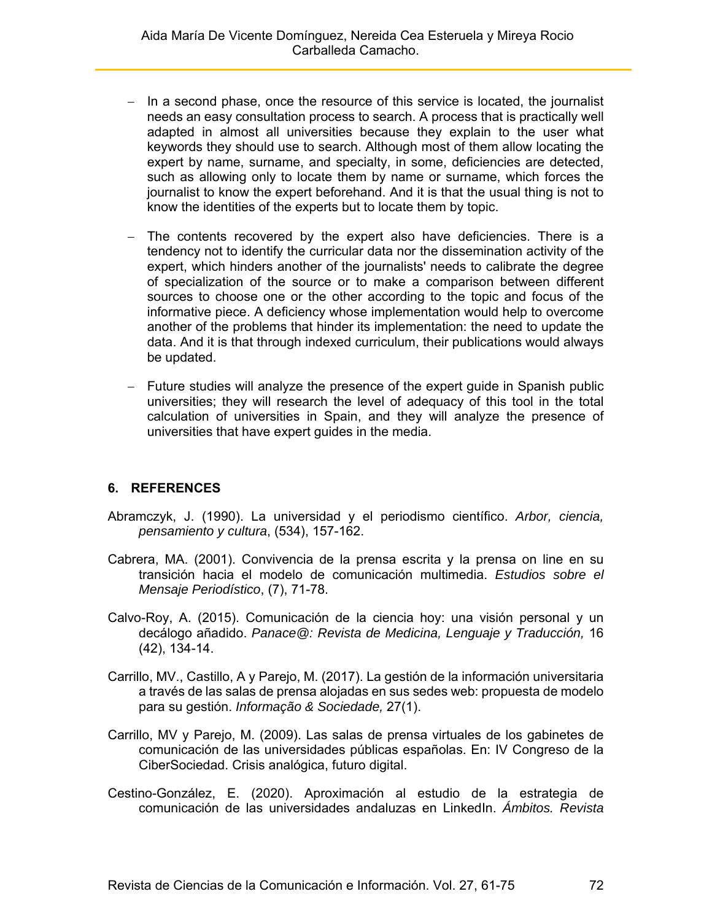- In a second phase, once the resource of this service is located, the journalist needs an easy consultation process to search. A process that is practically well adapted in almost all universities because they explain to the user what keywords they should use to search. Although most of them allow locating the expert by name, surname, and specialty, in some, deficiencies are detected, such as allowing only to locate them by name or surname, which forces the journalist to know the expert beforehand. And it is that the usual thing is not to know the identities of the experts but to locate them by topic.

- The contents recovered by the expert also have deficiencies. There is a tendency not to identify the curricular data nor the dissemination activity of the expert, which hinders another of the journalists' needs to calibrate the degree of specialization of the source or to make a comparison between different sources to choose one or the other according to the topic and focus of the informative piece. A deficiency whose implementation would help to overcome another of the problems that hinder its implementation: the need to update the data. And it is that through indexed curriculum, their publications would always be updated.

- Future studies will analyze the presence of the expert guide in Spanish public universities; they will research the level of adequacy of this tool in the total calculation of universities in Spain, and they will analyze the presence of universities that have expert guides in the media.

## 6. REFERENCES

Abramczyk, J. (1990). La universidad y el periodismo científico. *Arbor, ciencia, pensamiento y cultura*, (534), 157-162.

Cabrera, MA. (2001). Convivencia de la prensa escrita y la prensa on line en su transición hacia el modelo de comunicación multimedia. *Estudios sobre el Mensaje Periodístico*, (7), 71-78.

Calvo-Roy, A. (2015). Comunicación de la ciencia hoy: una visión personal y un decálogo añadido. *Panace@: Revista de Medicina, Lenguaje y Traducción,* 16 (42), 134-14.

Carrillo, MV., Castillo, A y Parejo, M. (2017). La gestión de la información universitaria a través de las salas de prensa alojadas en sus sedes web: propuesta de modelo para su gestión. *Informação & Sociedade,* 27(1).

Carrillo, MV y Parejo, M. (2009). Las salas de prensa virtuales de los gabinetes de comunicación de las universidades públicas españolas. En: IV Congreso de la CiberSociedad. Crisis analógica, futuro digital.

Cestino-González, E. (2020). Aproximación al estudio de la estrategia de comunicación de las universidades andaluzas en LinkedIn. *Ámbitos. Revista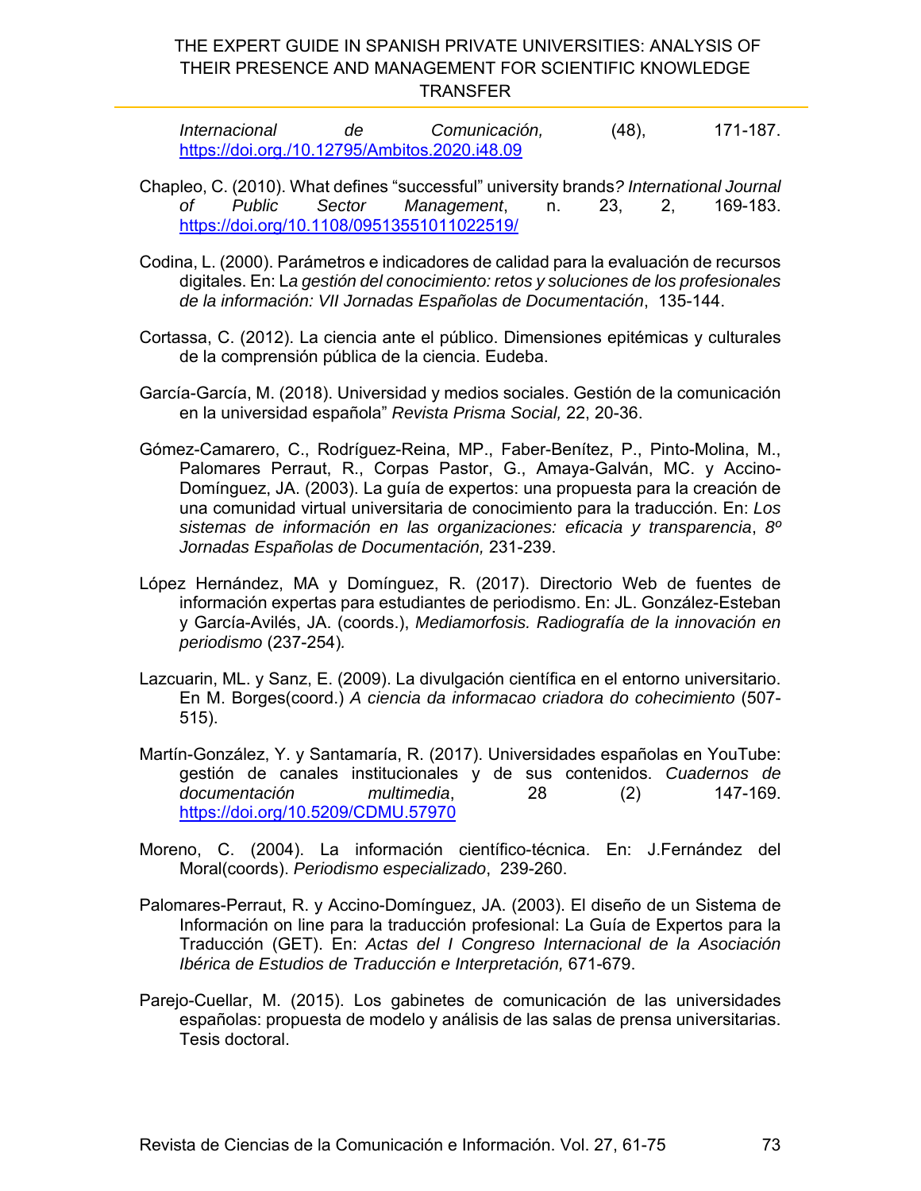*Internacional de Comunicación,* (48), 171-187. https://doi.org./10.12795/Ambitos.2020.i48.09

Chapleo, C. (2010). What defines "successful" university brands*? International Journal of Public Sector Management*, n. 23, 2, 169-183. https://doi.org/10.1108/09513551011022519/

Codina, L. (2000). Parámetros e indicadores de calidad para la evaluación de recursos digitales. En: L*a gestión del conocimiento: retos y soluciones de los profesionales de la información: VII Jornadas Españolas de Documentación*, 135-144.

Cortassa, C. (2012). La ciencia ante el público. Dimensiones epitémicas y culturales de la comprensión pública de la ciencia. Eudeba.

García-García, M. (2018). Universidad y medios sociales. Gestión de la comunicación en la universidad española" *Revista Prisma Social,* 22, 20-36.

Gómez-Camarero, C., Rodríguez-Reina, MP., Faber-Benítez, P., Pinto-Molina, M., Palomares Perraut, R., Corpas Pastor, G., Amaya-Galván, MC. y Accino-Domínguez, JA. (2003). La guía de expertos: una propuesta para la creación de una comunidad virtual universitaria de conocimiento para la traducción. En: *Los sistemas de información en las organizaciones: eficacia y transparencia*, *8º Jornadas Españolas de Documentación,* 231-239.

López Hernández, MA y Domínguez, R. (2017). Directorio Web de fuentes de información expertas para estudiantes de periodismo. En: JL. González-Esteban y García-Avilés, JA. (coords.), *Mediamorfosis. Radiografía de la innovación en periodismo* (237-254)*.*

Lazcuarin, ML. y Sanz, E. (2009). La divulgación científica en el entorno universitario. En M. Borges(coord.) *A ciencia da informacao criadora do cohecimiento* (507-515).

Martín-González, Y. y Santamaría, R. (2017). Universidades españolas en YouTube: gestión de canales institucionales y de sus contenidos. *Cuadernos de documentación multimedia*, 28 (2) 147-169. https://doi.org/10.5209/CDMU.57970

Moreno, C. (2004). La información científico-técnica. En: J.Fernández del Moral(coords). *Periodismo especializado*, 239-260.

Palomares-Perraut, R. y Accino-Domínguez, JA. (2003). El diseño de un Sistema de Información on line para la traducción profesional: La Guía de Expertos para la Traducción (GET). En: *Actas del I Congreso Internacional de la Asociación Ibérica de Estudios de Traducción e Interpretación,* 671-679.

Parejo-Cuellar, M. (2015). Los gabinetes de comunicación de las universidades españolas: propuesta de modelo y análisis de las salas de prensa universitarias. Tesis doctoral.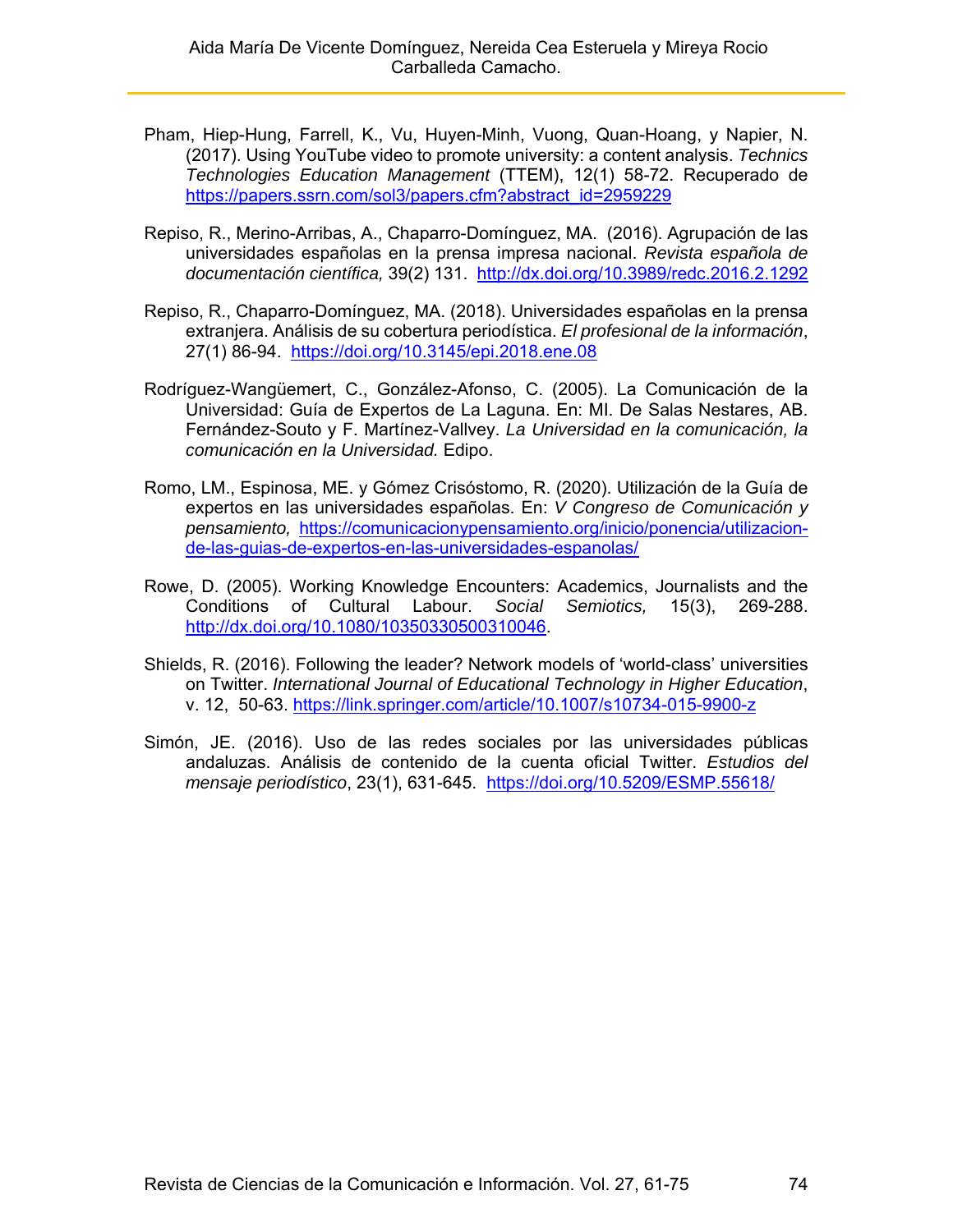Pham, Hiep-Hung, Farrell, K., Vu, Huyen-Minh, Vuong, Quan-Hoang, y Napier, N. (2017). Using YouTube video to promote university: a content analysis. *Technics Technologies Education Management* (TTEM), 12(1) 58-72. Recuperado de https://papers.ssrn.com/sol3/papers.cfm?abstract_id=2959229

Repiso, R., Merino-Arribas, A., Chaparro-Domínguez, MA. (2016). Agrupación de las universidades españolas en la prensa impresa nacional. *Revista española de documentación científica,* 39(2) 131. http://dx.doi.org/10.3989/redc.2016.2.1292

Repiso, R., Chaparro-Domínguez, MA. (2018). Universidades españolas en la prensa extranjera. Análisis de su cobertura periodística. *El profesional de la información*, 27(1) 86-94. https://doi.org/10.3145/epi.2018.ene.08

Rodríguez-Wangüemert, C., González-Afonso, C. (2005). La Comunicación de la Universidad: Guía de Expertos de La Laguna. En: MI. De Salas Nestares, AB. Fernández-Souto y F. Martínez-Vallvey. *La Universidad en la comunicación, la comunicación en la Universidad.* Edipo.

Romo, LM., Espinosa, ME. y Gómez Crisóstomo, R. (2020). Utilización de la Guía de expertos en las universidades españolas. En: *V Congreso de Comunicación y pensamiento,* https://comunicacionypensamiento.org/inicio/ponencia/utilizacion-de-las-guias-de-expertos-en-las-universidades-espanolas/

Rowe, D. (2005). Working Knowledge Encounters: Academics, Journalists and the Conditions of Cultural Labour. *Social Semiotics,* 15(3), 269-288. http://dx.doi.org/10.1080/10350330500310046.

Shields, R. (2016). Following the leader? Network models of 'world-class' universities on Twitter. *International Journal of Educational Technology in Higher Education*, v. 12, 50-63. https://link.springer.com/article/10.1007/s10734-015-9900-z

Simón, JE. (2016). Uso de las redes sociales por las universidades públicas andaluzas. Análisis de contenido de la cuenta oficial Twitter. *Estudios del mensaje periodístico*, 23(1), 631-645. https://doi.org/10.5209/ESMP.55618/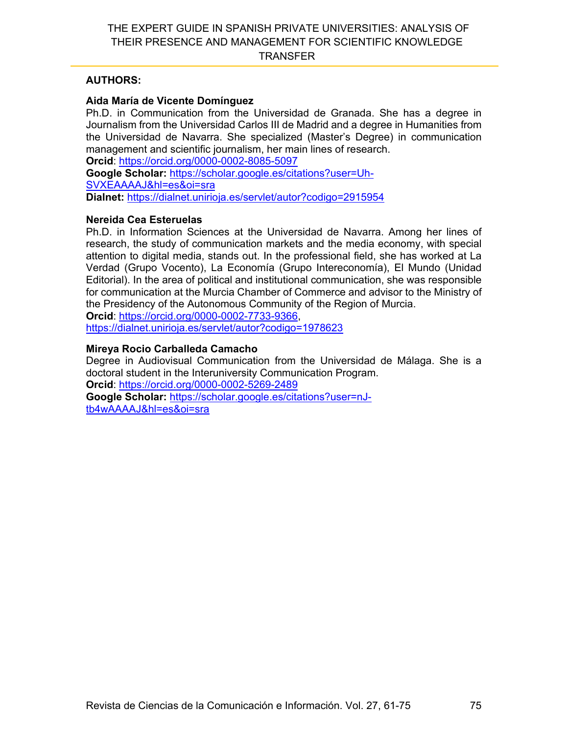**AUTHORS:**

**Aida María de Vicente Domínguez**

Ph.D. in Communication from the Universidad de Granada. She has a degree in Journalism from the Universidad Carlos III de Madrid and a degree in Humanities from the Universidad de Navarra. She specialized (Master's Degree) in communication management and scientific journalism, her main lines of research.

**Orcid**: https://orcid.org/0000-0002-8085-5097

**Google Scholar:** https://scholar.google.es/citations?user=Uh-SVXEAAAAJ&hl=es&oi=sra

**Dialnet:** https://dialnet.unirioja.es/servlet/autor?codigo=2915954

**Nereida Cea Esteruelas**

Ph.D. in Information Sciences at the Universidad de Navarra. Among her lines of research, the study of communication markets and the media economy, with special attention to digital media, stands out. In the professional field, she has worked at La Verdad (Grupo Vocento), La Economía (Grupo Intereconomía), El Mundo (Unidad Editorial). In the area of political and institutional communication, she was responsible for communication at the Murcia Chamber of Commerce and advisor to the Ministry of the Presidency of the Autonomous Community of the Region of Murcia.

**Orcid**: https://orcid.org/0000-0002-7733-9366, https://dialnet.unirioja.es/servlet/autor?codigo=1978623

**Mireya Rocio Carballeda Camacho**

Degree in Audiovisual Communication from the Universidad de Málaga. She is a doctoral student in the Interuniversity Communication Program.

**Orcid**: https://orcid.org/0000-0002-5269-2489

**Google Scholar:** https://scholar.google.es/citations?user=nJ-tb4wAAAAJ&hl=es&oi=sra